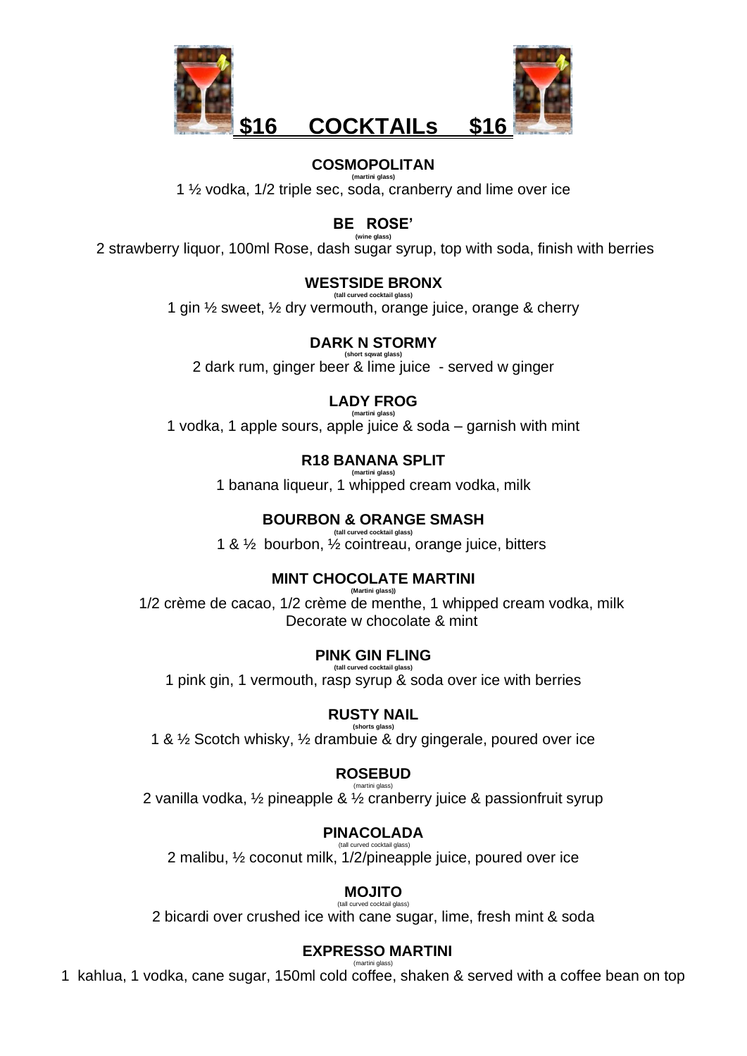# $16 COCKTAILs $16

### COSMOPOLITAN
(martini glass)

1 ½ vodka, 1/2 triple sec, soda, cranberry and lime over ice

### BE ROSE'
(wine glass)

2 strawberry liquor, 100ml Rose, dash sugar syrup, top with soda, finish with berries

### WESTSIDE BRONX
(tall curved cocktail glass)

1 gin ½ sweet, ½ dry vermouth, orange juice, orange & cherry

### DARK N STORMY
(short sqwat glass)

2 dark rum, ginger beer & lime juice - served w ginger

### LADY FROG
(martini glass)

1 vodka, 1 apple sours, apple juice & soda – garnish with mint

### R18 BANANA SPLIT
(martini glass)

1 banana liqueur, 1 whipped cream vodka, milk

### BOURBON & ORANGE SMASH
(tall curved cocktail glass)

1 & ½ bourbon, ½ cointreau, orange juice, bitters

### MINT CHOCOLATE MARTINI
(Martini glass))

1/2 crème de cacao, 1/2 crème de menthe, 1 whipped cream vodka, milk
Decorate w chocolate & mint

### PINK GIN FLING
(tall curved cocktail glass)

1 pink gin, 1 vermouth, rasp syrup & soda over ice with berries

### RUSTY NAIL
(shorts glass)

1 & ½ Scotch whisky, ½ drambuie & dry gingerale, poured over ice

### ROSEBUD
(martini glass)

2 vanilla vodka, ½ pineapple & ½ cranberry juice & passionfruit syrup

### PINACOLADA
(tall curved cocktail glass)

2 malibu, ½ coconut milk, 1/2/pineapple juice, poured over ice

### MOJITO
(tall curved cocktail glass)

2 bicardi over crushed ice with cane sugar, lime, fresh mint & soda

### EXPRESSO MARTINI
(martini glass)

1 kahlua, 1 vodka, cane sugar, 150ml cold coffee, shaken & served with a coffee bean on top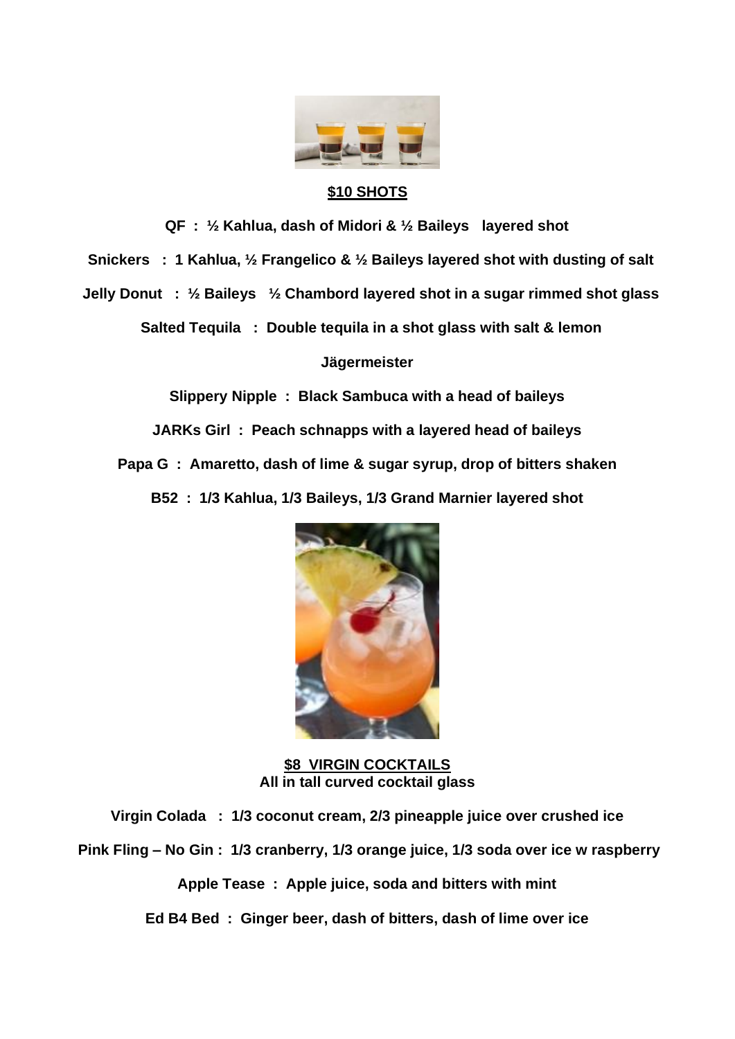**$10 SHOTS**

**QF : ½ Kahlua, dash of Midori & ½ Baileys layered shot**

**Snickers : 1 Kahlua, ½ Frangelico & ½ Baileys layered shot with dusting of salt**

**Jelly Donut : ½ Baileys ½ Chambord layered shot in a sugar rimmed shot glass**

**Salted Tequila : Double tequila in a shot glass with salt & lemon**

**Jägermeister**

**Slippery Nipple : Black Sambuca with a head of baileys**

**JARKs Girl : Peach schnapps with a layered head of baileys**

**Papa G : Amaretto, dash of lime & sugar syrup, drop of bitters shaken**

**B52 : 1/3 Kahlua, 1/3 Baileys, 1/3 Grand Marnier layered shot**

**$8 VIRGIN COCKTAILS**
**All in tall curved cocktail glass**

**Virgin Colada : 1/3 coconut cream, 2/3 pineapple juice over crushed ice**

**Pink Fling – No Gin : 1/3 cranberry, 1/3 orange juice, 1/3 soda over ice w raspberry**

**Apple Tease : Apple juice, soda and bitters with mint**

**Ed B4 Bed : Ginger beer, dash of bitters, dash of lime over ice**